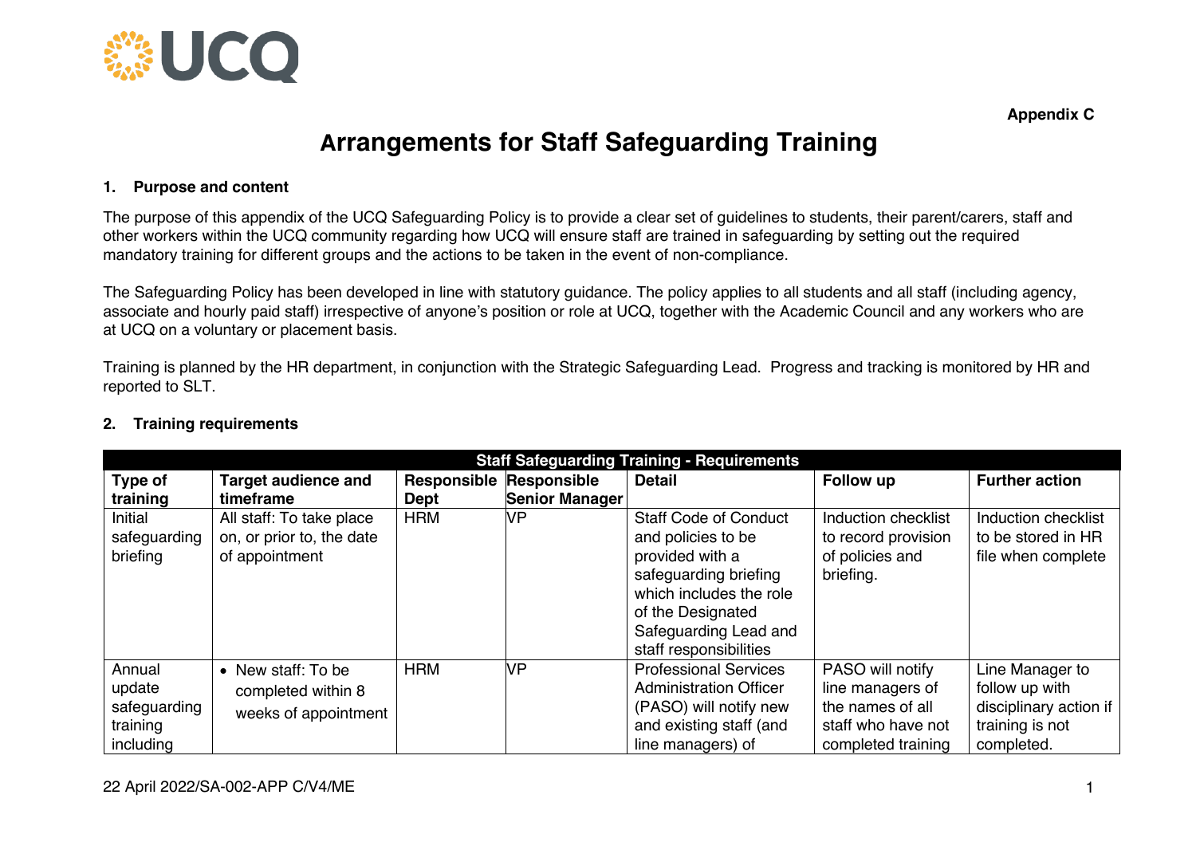Appendix C

# Arrangements for Staff Safeguarding Training

## 1. Purpose and content

The purpose of this appendix of the UCQ Safeguarding Policy is to provide a clear set of guidelines to students, their parent/carers, staff and other workers within the UCQ community regarding how UCQ will ensure staff are trained in safeguarding by setting out the required mandatory training for different groups and the actions to be taken in the event of non-compliance.

The Safeguarding Policy has been developed in line with statutory guidance. The policy applies to all students and all staff (including agency, associate and hourly paid staff) irrespective of anyone's position or role at UCQ, together with the Academic Council and any workers who are at UCQ on a voluntary or placement basis.

Training is planned by the HR department, in conjunction with the Strategic Safeguarding Lead. Progress and tracking is monitored by HR and reported to SLT.

## 2. Training requirements

| Staff Safeguarding Training - Requirements | | | | | | |
|---|---|---|---|---|---|---|
| **Type of training** | **Target audience and timeframe** | **Responsible Dept** | **Responsible Senior Manager** | **Detail** | **Follow up** | **Further action** |
| Initial safeguarding briefing | All staff: To take place on, or prior to, the date of appointment | HRM | VP | Staff Code of Conduct and policies to be provided with a safeguarding briefing which includes the role of the Designated Safeguarding Lead and staff responsibilities | Induction checklist to record provision of policies and briefing. | Induction checklist to be stored in HR file when complete |
| Annual update safeguarding training including | • New staff: To be completed within 8 weeks of appointment | HRM | VP | Professional Services Administration Officer (PASO) will notify new and existing staff (and line managers) of | PASO will notify line managers of the names of all staff who have not completed training | Line Manager to follow up with disciplinary action if training is not completed. |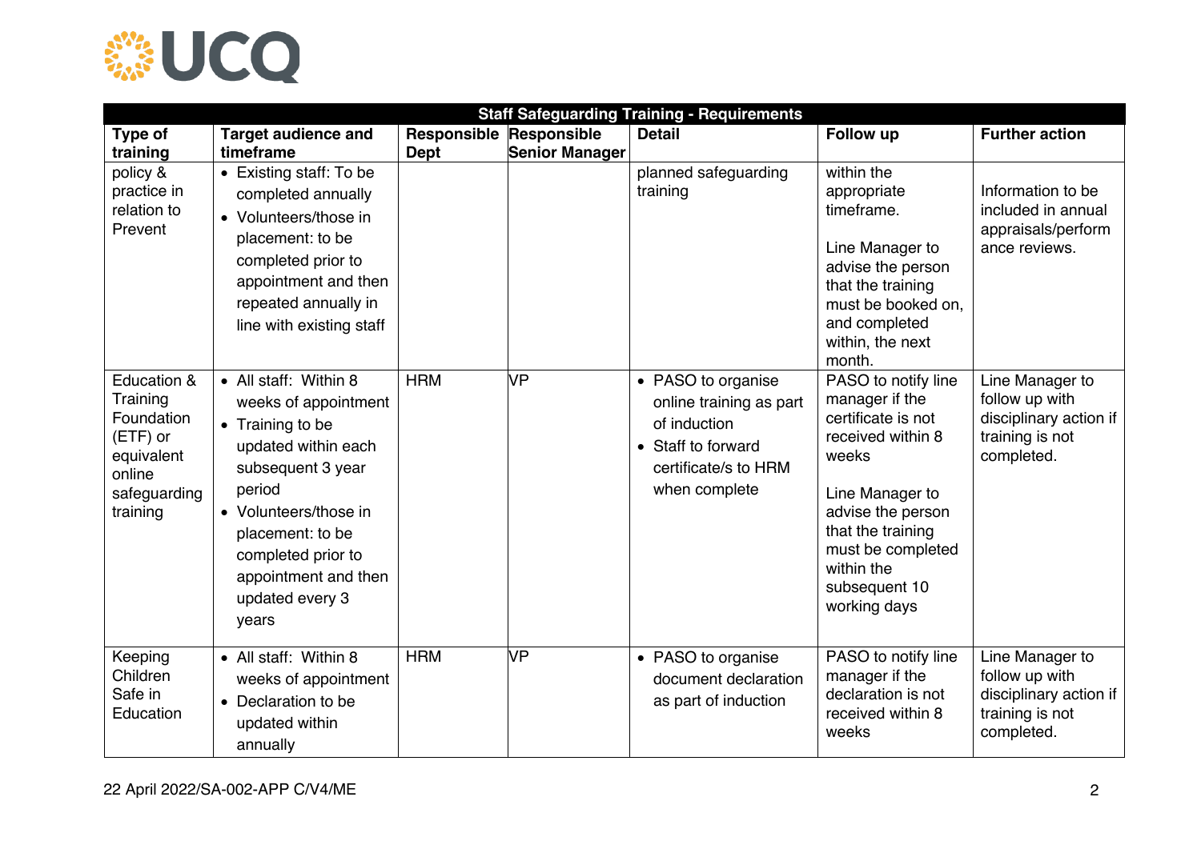| Staff Safeguarding Training - Requirements | | | | | | |
|---|---|---|---|---|---|---|
| **Type of training** | **Target audience and timeframe** | **Responsible Dept** | **Responsible Senior Manager** | **Detail** | **Follow up** | **Further action** |
| policy & practice in relation to Prevent | • Existing staff: To be completed annually<br>• Volunteers/those in placement: to be completed prior to appointment and then repeated annually in line with existing staff | | | planned safeguarding training | within the appropriate timeframe.<br><br>Line Manager to advise the person that the training must be booked on, and completed within, the next month. | Information to be included in annual appraisals/performance reviews. |
| Education & Training Foundation (ETF) or equivalent online safeguarding training | • All staff: Within 8 weeks of appointment<br>• Training to be updated within each subsequent 3 year period<br>• Volunteers/those in placement: to be completed prior to appointment and then updated every 3 years | HRM | VP | • PASO to organise online training as part of induction<br>• Staff to forward certificate/s to HRM when complete | PASO to notify line manager if the certificate is not received within 8 weeks<br><br>Line Manager to advise the person that the training must be completed within the subsequent 10 working days | Line Manager to follow up with disciplinary action if training is not completed. |
| Keeping Children Safe in Education | • All staff: Within 8 weeks of appointment<br>• Declaration to be updated within annually | HRM | VP | • PASO to organise document declaration as part of induction | PASO to notify line manager if the declaration is not received within 8 weeks | Line Manager to follow up with disciplinary action if training is not completed. |

22 April 2022/SA-002-APP C/V4/ME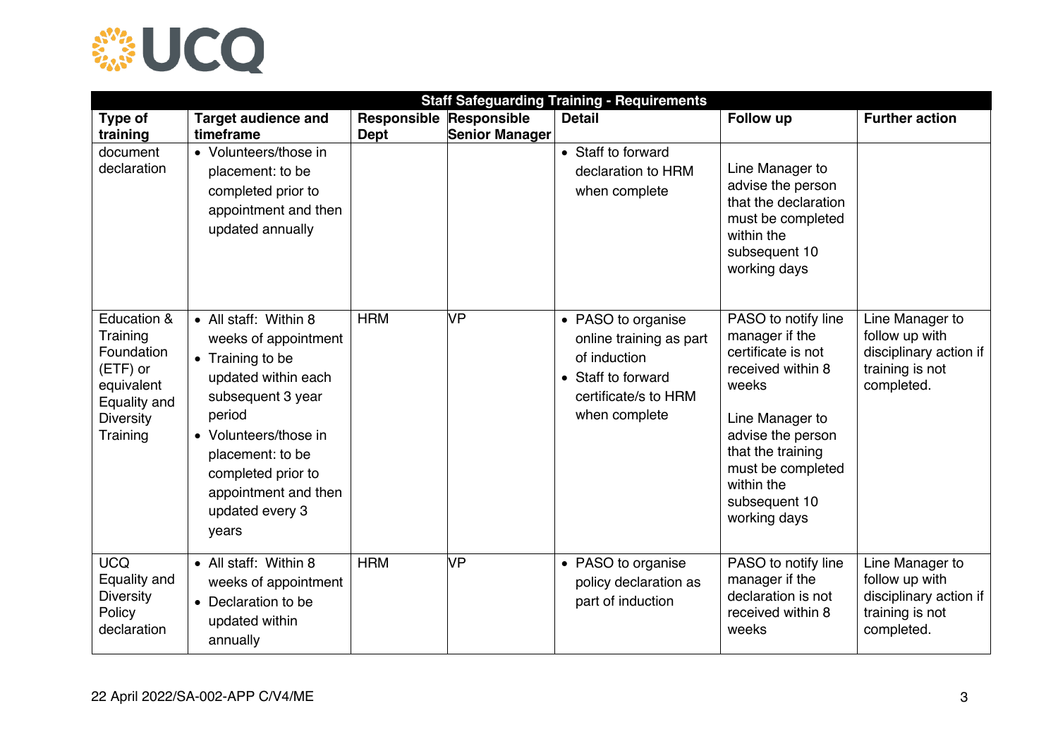| Staff Safeguarding Training - Requirements | | | | | | |
|---|---|---|---|---|---|---|
| **Type of training** | **Target audience and timeframe** | **Responsible Dept** | **Responsible Senior Manager** | **Detail** | **Follow up** | **Further action** |
| document declaration | • Volunteers/those in placement: to be completed prior to appointment and then updated annually | | | • Staff to forward declaration to HRM when complete | Line Manager to advise the person that the declaration must be completed within the subsequent 10 working days | |
| Education & Training Foundation (ETF) or equivalent Equality and Diversity Training | • All staff: Within 8 weeks of appointment<br>• Training to be updated within each subsequent 3 year period<br>• Volunteers/those in placement: to be completed prior to appointment and then updated every 3 years | HRM | VP | • PASO to organise online training as part of induction<br>• Staff to forward certificate/s to HRM when complete | PASO to notify line manager if the certificate is not received within 8 weeks<br><br>Line Manager to advise the person that the training must be completed within the subsequent 10 working days | Line Manager to follow up with disciplinary action if training is not completed. |
| UCQ Equality and Diversity Policy declaration | • All staff: Within 8 weeks of appointment<br>• Declaration to be updated within annually | HRM | VP | • PASO to organise policy declaration as part of induction | PASO to notify line manager if the declaration is not received within 8 weeks | Line Manager to follow up with disciplinary action if training is not completed. |

22 April 2022/SA-002-APP C/V4/ME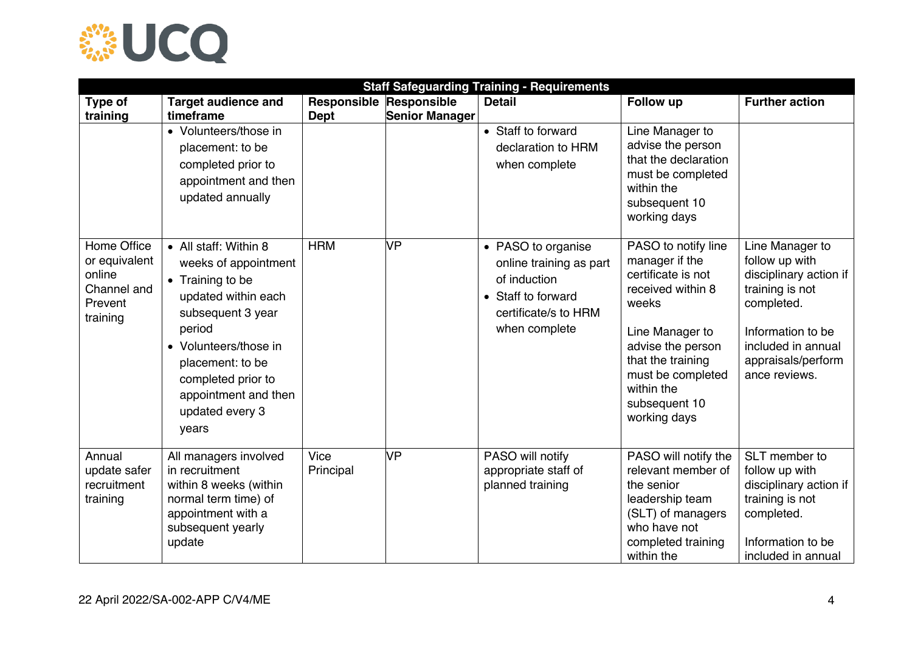| Staff Safeguarding Training - Requirements | | | | | | |
|---|---|---|---|---|---|---|
| **Type of training** | **Target audience and timeframe** | **Responsible Dept** | **Responsible Senior Manager** | **Detail** | **Follow up** | **Further action** |
| | • Volunteers/those in placement: to be completed prior to appointment and then updated annually | | | • Staff to forward declaration to HRM when complete | Line Manager to advise the person that the declaration must be completed within the subsequent 10 working days | |
| Home Office or equivalent online Channel and Prevent training | • All staff: Within 8 weeks of appointment<br>• Training to be updated within each subsequent 3 year period<br>• Volunteers/those in placement: to be completed prior to appointment and then updated every 3 years | HRM | VP | • PASO to organise online training as part of induction<br>• Staff to forward certificate/s to HRM when complete | PASO to notify line manager if the certificate is not received within 8 weeks<br><br>Line Manager to advise the person that the training must be completed within the subsequent 10 working days | Line Manager to follow up with disciplinary action if training is not completed.<br><br>Information to be included in annual appraisals/performance reviews. |
| Annual update safer recruitment training | All managers involved in recruitment within 8 weeks (within normal term time) of appointment with a subsequent yearly update | Vice Principal | VP | PASO will notify appropriate staff of planned training | PASO will notify the relevant member of the senior leadership team (SLT) of managers who have not completed training within the | SLT member to follow up with disciplinary action if training is not completed.<br><br>Information to be included in annual |

22 April 2022/SA-002-APP C/V4/ME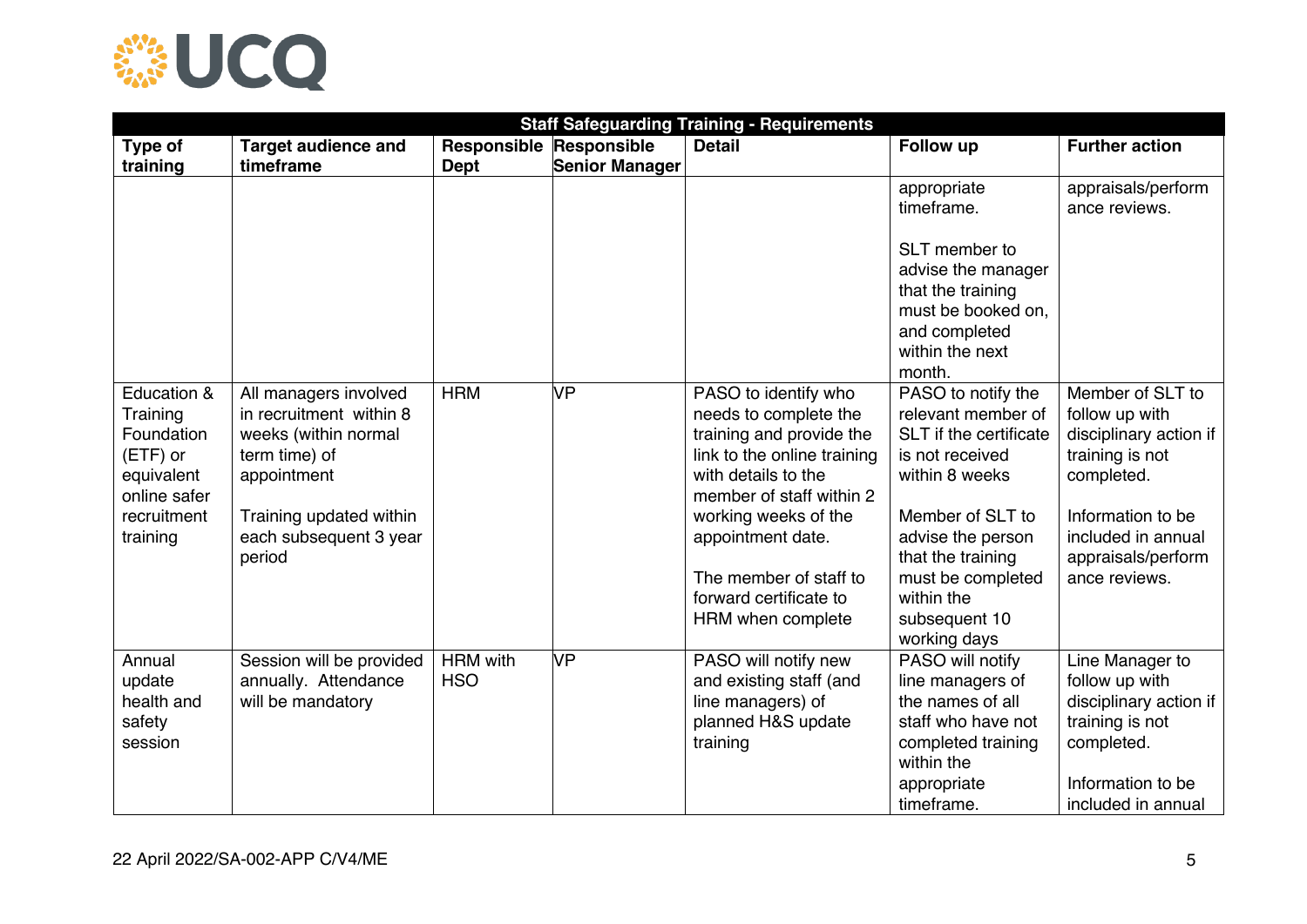| Staff Safeguarding Training - Requirements | | | | | | |
|---|---|---|---|---|---|---|
| **Type of training** | **Target audience and timeframe** | **Responsible Dept** | **Responsible Senior Manager** | **Detail** | **Follow up** | **Further action** |
| | | | | | appropriate timeframe.<br><br>SLT member to advise the manager that the training must be booked on, and completed within the next month. | appraisals/performance reviews. |
| Education & Training Foundation (ETF) or equivalent online safer recruitment training | All managers involved in recruitment within 8 weeks (within normal term time) of appointment<br><br>Training updated within each subsequent 3 year period | HRM | VP | PASO to identify who needs to complete the training and provide the link to the online training with details to the member of staff within 2 working weeks of the appointment date.<br><br>The member of staff to forward certificate to HRM when complete | PASO to notify the relevant member of SLT if the certificate is not received within 8 weeks<br><br>Member of SLT to advise the person that the training must be completed within the subsequent 10 working days | Member of SLT to follow up with disciplinary action if training is not completed.<br><br>Information to be included in annual appraisals/performance reviews. |
| Annual update health and safety session | Session will be provided annually. Attendance will be mandatory | HRM with HSO | VP | PASO will notify new and existing staff (and line managers) of planned H&S update training | PASO will notify line managers of the names of all staff who have not completed training within the appropriate timeframe. | Line Manager to follow up with disciplinary action if training is not completed.<br><br>Information to be included in annual |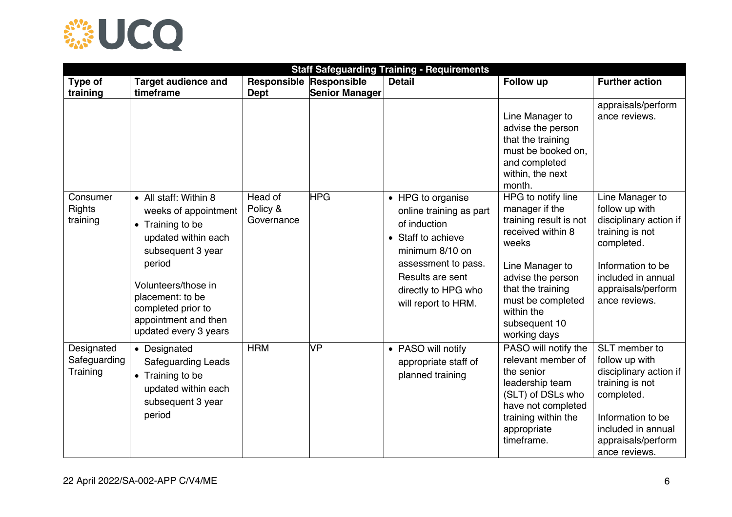| Staff Safeguarding Training - Requirements | | | | | | |
|---|---|---|---|---|---|---|
| **Type of training** | **Target audience and timeframe** | **Responsible Dept** | **Responsible Senior Manager** | **Detail** | **Follow up** | **Further action** |
| | | | | | Line Manager to advise the person that the training must be booked on, and completed within, the next month. | appraisals/performance reviews. |
| Consumer Rights training | • All staff: Within 8 weeks of appointment<br>• Training to be updated within each subsequent 3 year period<br><br>Volunteers/those in placement: to be completed prior to appointment and then updated every 3 years | Head of Policy & Governance | HPG | • HPG to organise online training as part of induction<br>• Staff to achieve minimum 8/10 on assessment to pass. Results are sent directly to HPG who will report to HRM. | HPG to notify line manager if the training result is not received within 8 weeks<br><br>Line Manager to advise the person that the training must be completed within the subsequent 10 working days | Line Manager to follow up with disciplinary action if training is not completed.<br><br>Information to be included in annual appraisals/performance reviews. |
| Designated Safeguarding Training | • Designated Safeguarding Leads<br>• Training to be updated within each subsequent 3 year period | HRM | VP | • PASO will notify appropriate staff of planned training | PASO will notify the relevant member of the senior leadership team (SLT) of DSLs who have not completed training within the appropriate timeframe. | SLT member to follow up with disciplinary action if training is not completed.<br><br>Information to be included in annual appraisals/performance reviews. |

22 April 2022/SA-002-APP C/V4/ME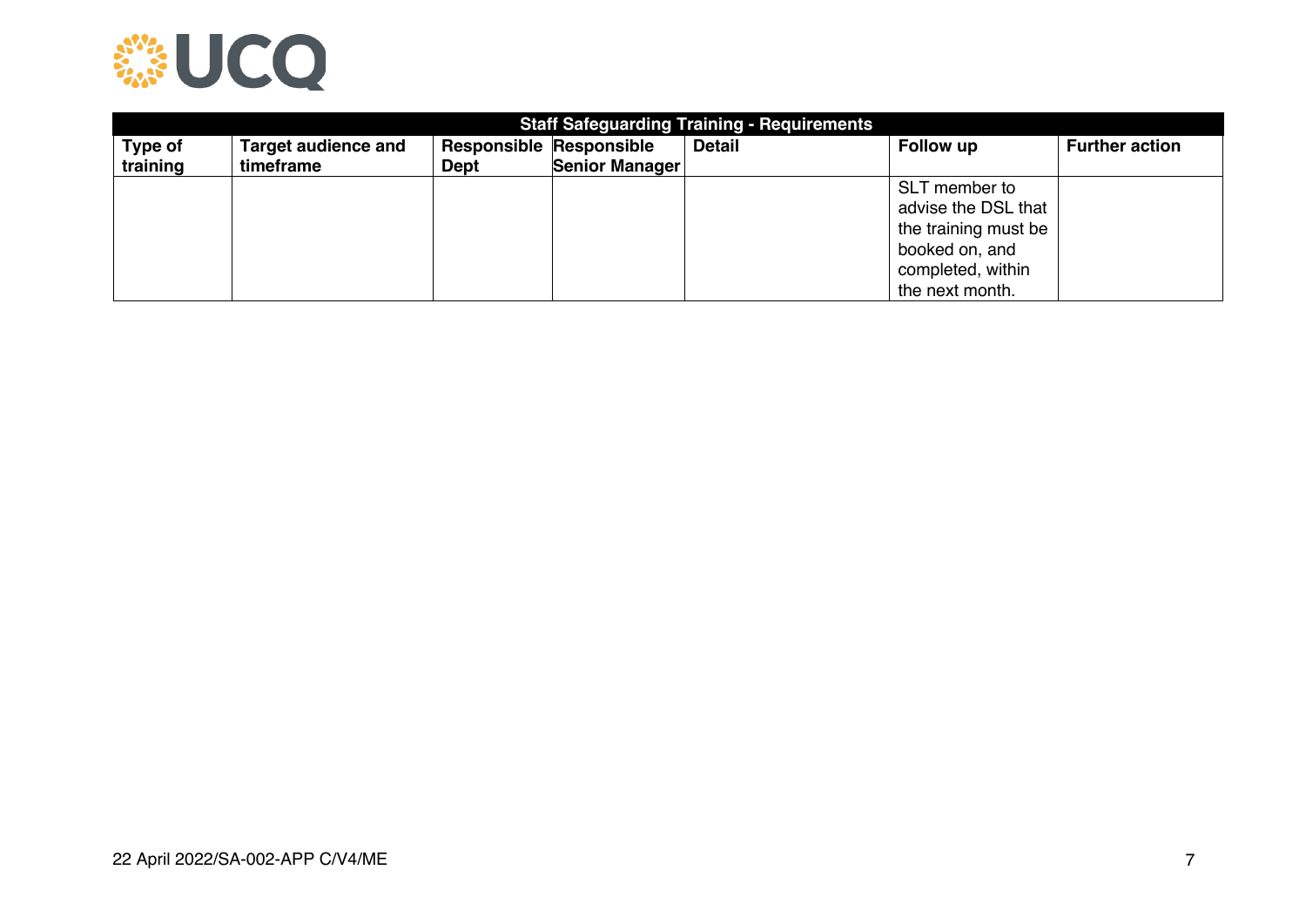| Staff Safeguarding Training - Requirements | | | | | | |
|---|---|---|---|---|---|---|
| **Type of training** | **Target audience and timeframe** | **Responsible Dept** | **Responsible Senior Manager** | **Detail** | **Follow up** | **Further action** |
| | | | | | SLT member to advise the DSL that the training must be booked on, and completed, within the next month. | |